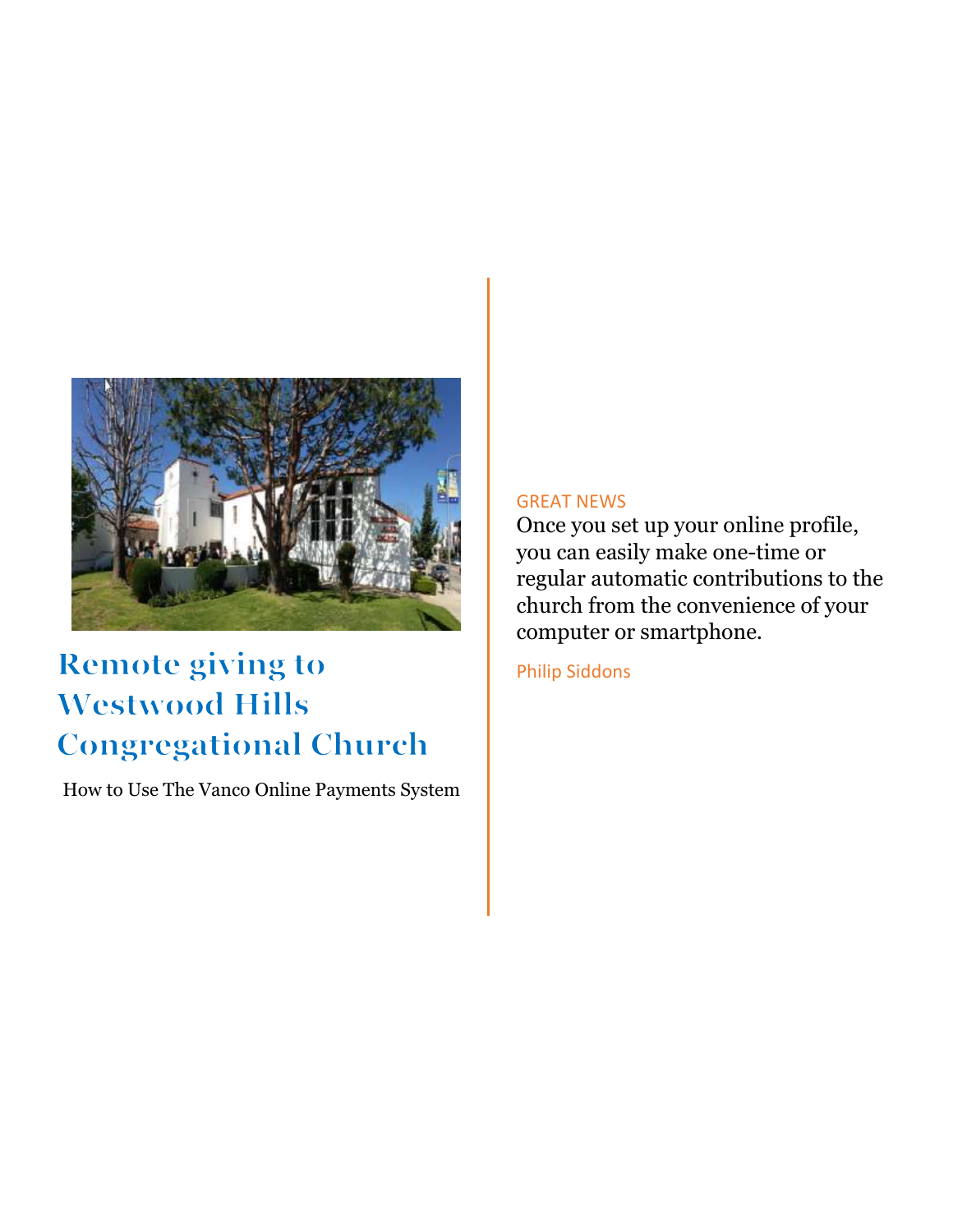# Remote giving to Westwood Hills Congregational Church

How to Use The Vanco Online Payments System

GREAT NEWS

Once you set up your online profile, you can easily make one-time or regular automatic contributions to the church from the convenience of your computer or smartphone.

Philip Siddons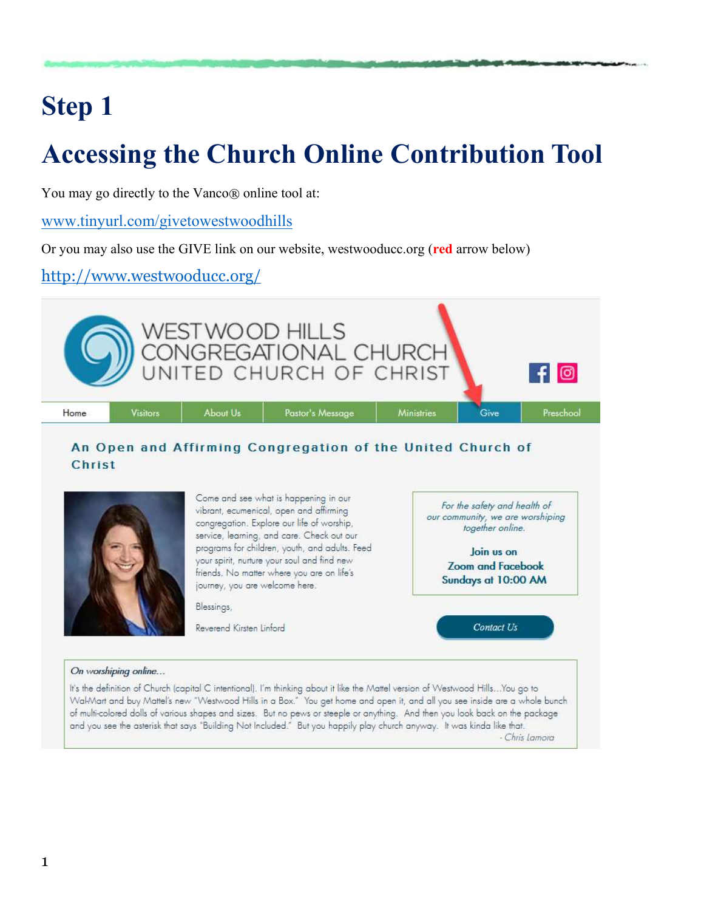# Step 1

# Accessing the Church Online Contribution Tool

You may go directly to the Vanco® online tool at:

www.tinyurl.com/givetowestwoodhills

Or you may also use the GIVE link on our website, westwooducc.org (**red** arrow below)

http://www.westwooducc.org/

WESTWOOD HILLS CONGREGATIONAL CHURCH UNITED CHURCH OF CHRIST

Home | Visitors | About Us | Pastor's Message | Ministries | Give | Preschool

**An Open and Affirming Congregation of the United Church of Christ**

Come and see what is happening in our vibrant, ecumenical, open and affirming congregation. Explore our life of worship, service, learning, and care. Check out our programs for children, youth, and adults. Feed your spirit, nurture your soul and find new friends. No matter where you are on life's journey, you are welcome here.

Blessings,

Reverend Kirsten Linford

*For the safety and health of our community, we are worshiping together online.*

**Join us on Zoom and Facebook Sundays at 10:00 AM**

Contact Us

*On worshiping online...*

It's the definition of Church (capital C intentional). I'm thinking about it like the Mattel version of Westwood Hills...You go to Wal-Mart and buy Mattel's new "Westwood Hills in a Box." You get home and open it, and all you see inside are a whole bunch of multi-colored dolls of various shapes and sizes. But no pews or steeple or anything. And then you look back on the package and you see the asterisk that says "Building Not Included." But you happily play church anyway. It was kinda like that.

*- Chris Lamora*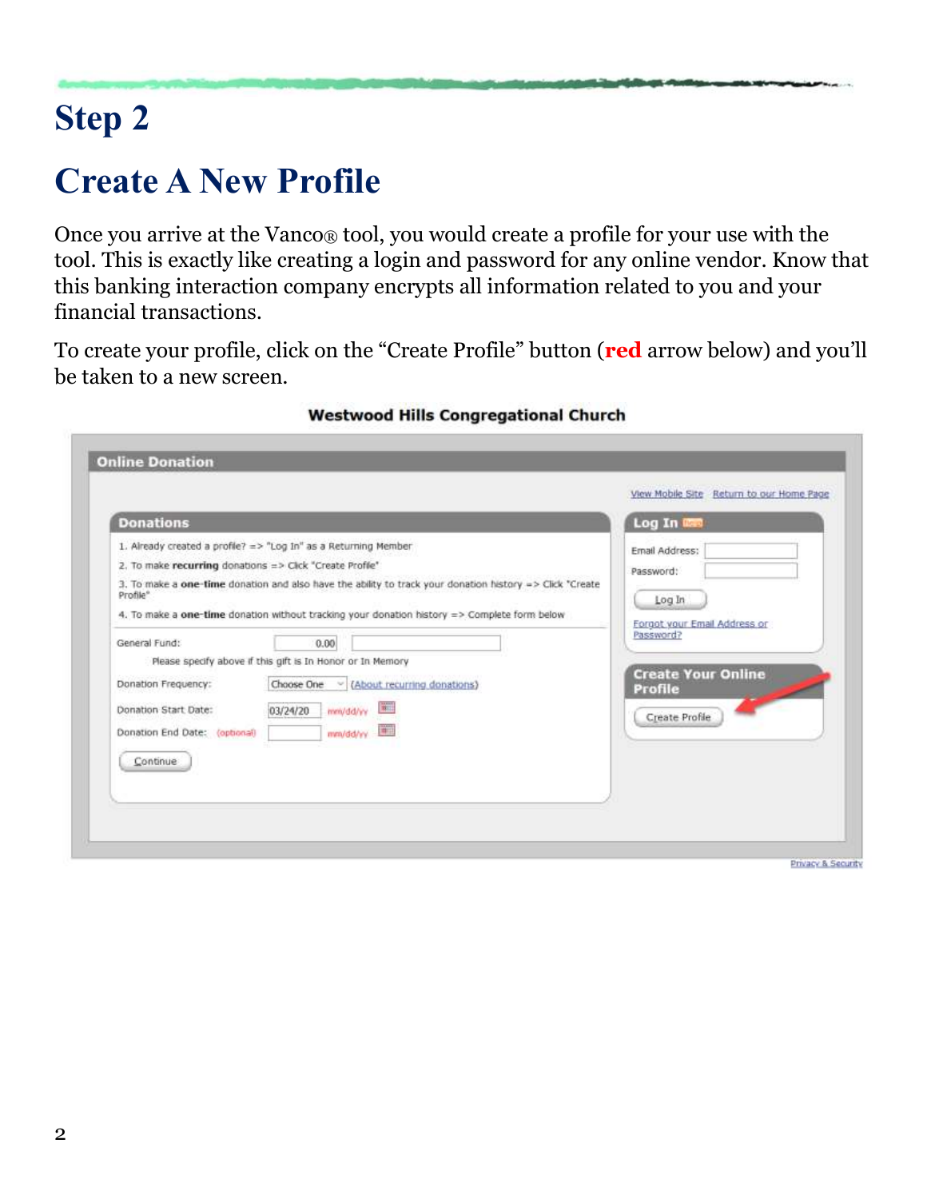# Step 2

## Create A New Profile

Once you arrive at the Vanco® tool, you would create a profile for your use with the tool. This is exactly like creating a login and password for any online vendor. Know that this banking interaction company encrypts all information related to you and your financial transactions.

To create your profile, click on the "Create Profile" button (**red** arrow below) and you'll be taken to a new screen.

**Westwood Hills Congregational Church**

**Online Donation**

View Mobile Site  Return to our Home Page

**Donations**

1. Already created a profile? => "Log In" as a Returning Member
2. To make **recurring** donations => Click "Create Profile"
3. To make a **one-time** donation and also have the ability to track your donation history => Click "Create Profile"
4. To make a **one-time** donation without tracking your donation history => Complete form below

General Fund: 0.00

Please specify above if this gift is In Honor or In Memory

Donation Frequency: Choose One (About recurring donations)

Donation Start Date: 03/24/20 mm/dd/yy

Donation End Date: (optional) mm/dd/yy

Continue

**Log In**

Email Address:

Password:

Log In

Forgot your Email Address or Password?

**Create Your Online Profile**

Create Profile

Privacy & Security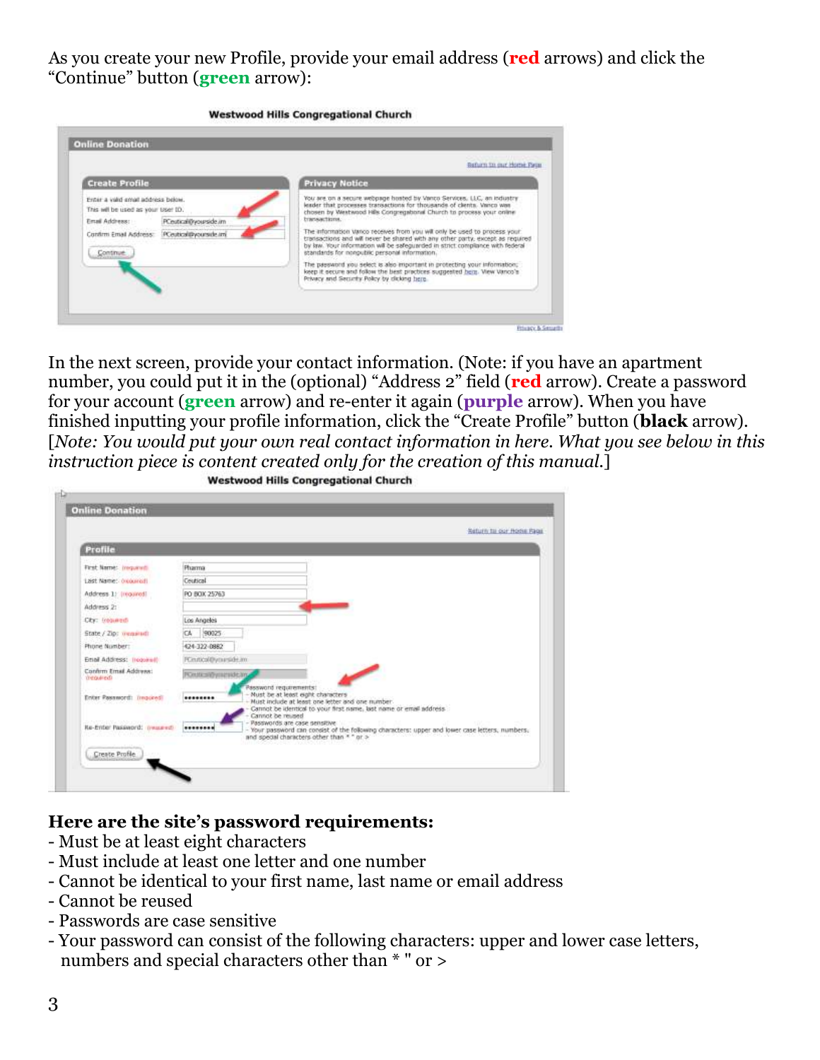As you create your new Profile, provide your email address (**red** arrows) and click the "Continue" button (**green** arrow):

In the next screen, provide your contact information. (Note: if you have an apartment number, you could put it in the (optional) "Address 2" field (**red** arrow). Create a password for your account (**green** arrow) and re-enter it again (**purple** arrow). When you have finished inputting your profile information, click the "Create Profile" button (**black** arrow). [*Note: You would put your own real contact information in here. What you see below in this instruction piece is content created only for the creation of this manual.*]

**Here are the site's password requirements:**

- Must be at least eight characters
- Must include at least one letter and one number
- Cannot be identical to your first name, last name or email address
- Cannot be reused
- Passwords are case sensitive
- Your password can consist of the following characters: upper and lower case letters, numbers and special characters other than * " or >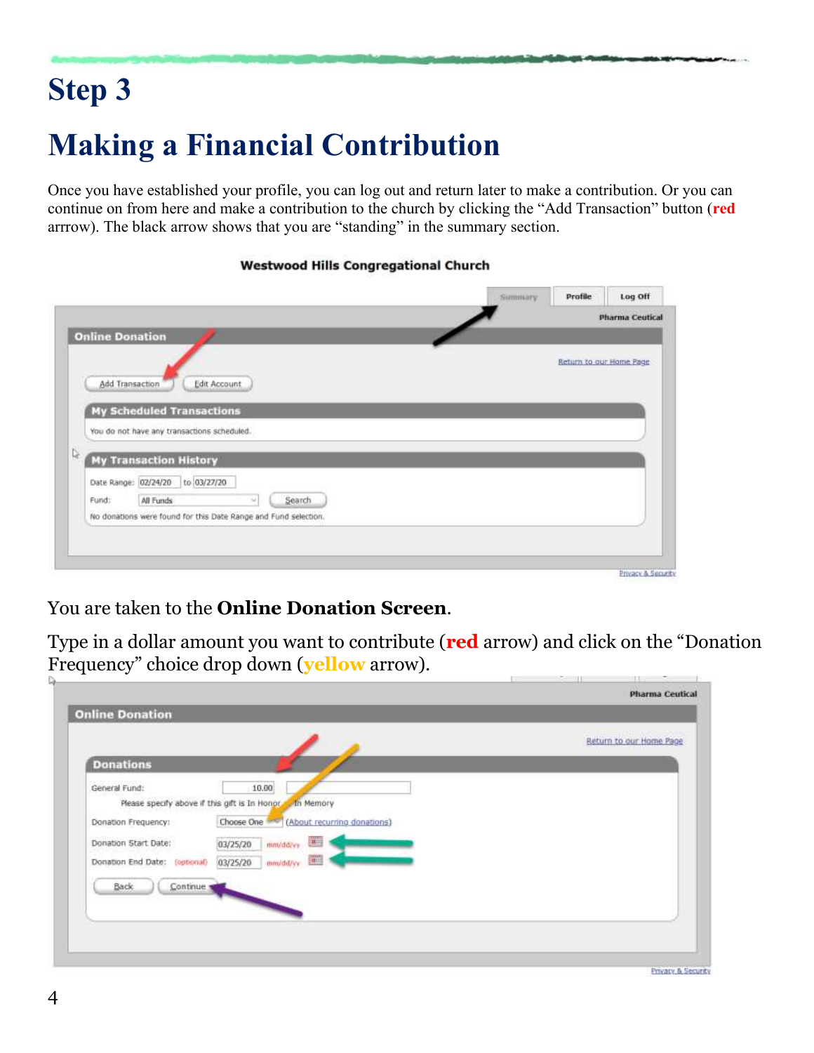# Step 3

# Making a Financial Contribution

Once you have established your profile, you can log out and return later to make a contribution. Or you can continue on from here and make a contribution to the church by clicking the "Add Transaction" button (**red** arrrow). The black arrow shows that you are "standing" in the summary section.

You are taken to the **Online Donation Screen**.

Type in a dollar amount you want to contribute (**red** arrow) and click on the "Donation Frequency" choice drop down (**yellow** arrow).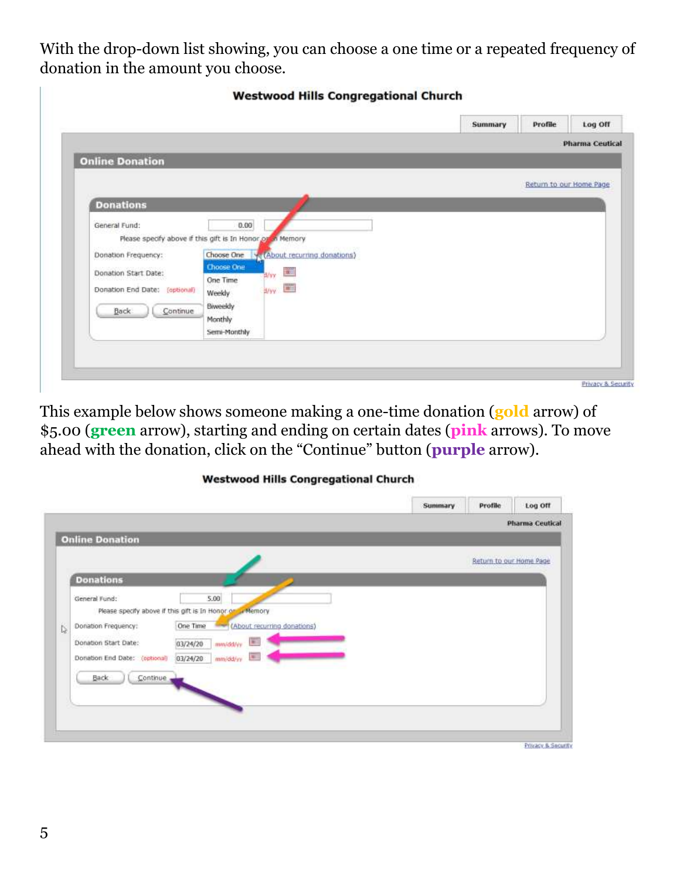With the drop-down list showing, you can choose a one time or a repeated frequency of donation in the amount you choose.

This example below shows someone making a one-time donation (**gold** arrow) of $5.00 (**green** arrow), starting and ending on certain dates (**pink** arrows). To move ahead with the donation, click on the “Continue” button (**purple** arrow).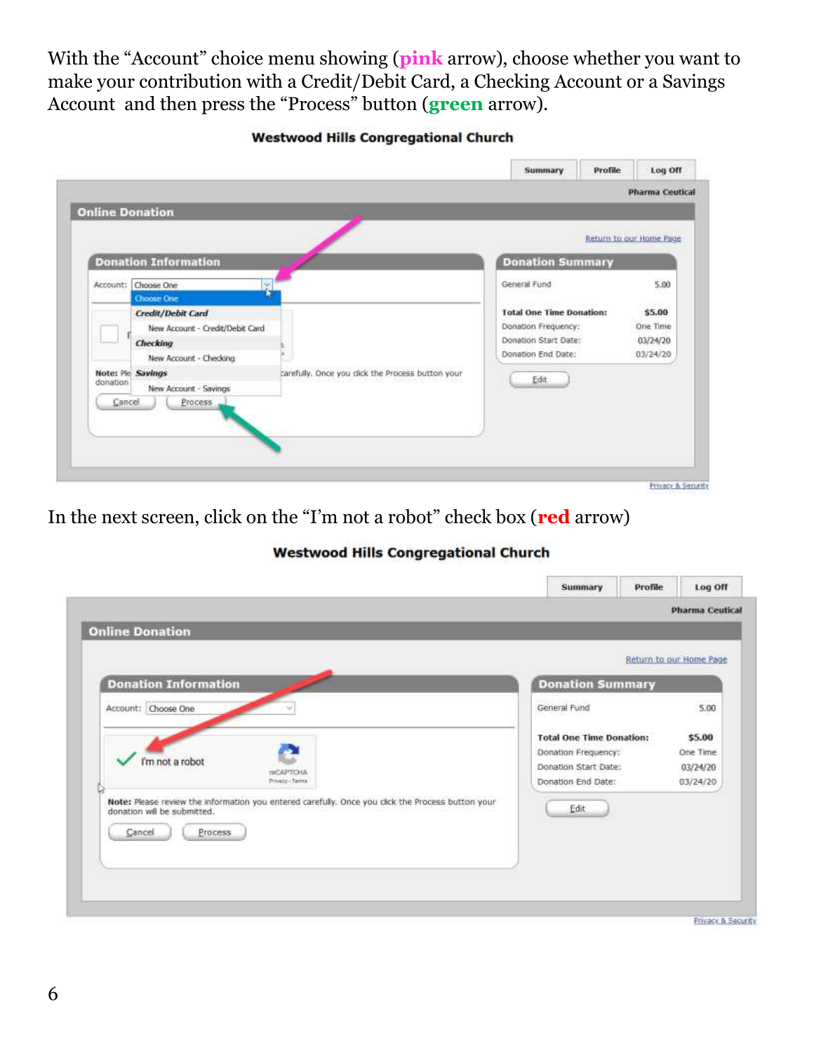With the "Account" choice menu showing (**pink** arrow), choose whether you want to make your contribution with a Credit/Debit Card, a Checking Account or a Savings Account and then press the "Process" button (**green** arrow).

In the next screen, click on the "I'm not a robot" check box (**red** arrow)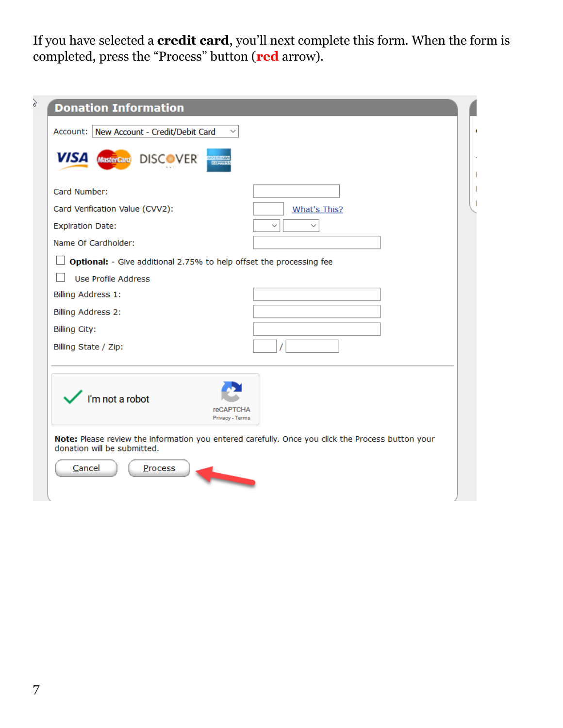If you have selected a **credit card**, you'll next complete this form. When the form is completed, press the "Process" button (**red** arrow).

**Donation Information**

Account: New Account - Credit/Debit Card

Card Number:

Card Verification Value (CVV2): What's This?

Expiration Date:

Name Of Cardholder:

☐ **Optional:** - Give additional 2.75% to help offset the processing fee

☐ Use Profile Address

Billing Address 1:

Billing Address 2:

Billing City:

Billing State / Zip:

I'm not a robot

**Note:** Please review the information you entered carefully. Once you click the Process button your donation will be submitted.

Cancel | Process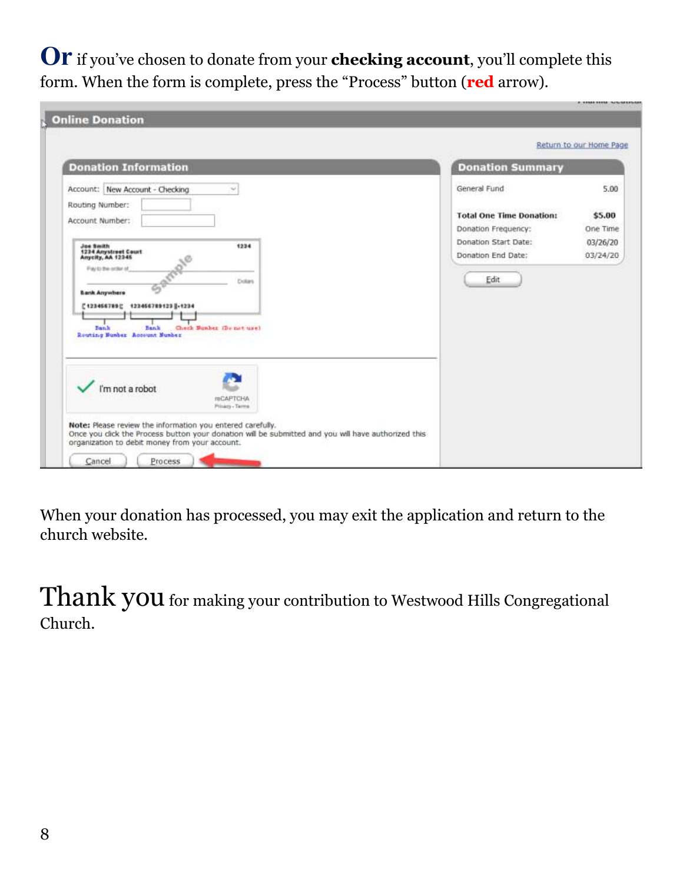**Or** if you've chosen to donate from your **checking account**, you'll complete this form. When the form is complete, press the "Process" button (**red** arrow).

When your donation has processed, you may exit the application and return to the church website.

Thank you for making your contribution to Westwood Hills Congregational Church.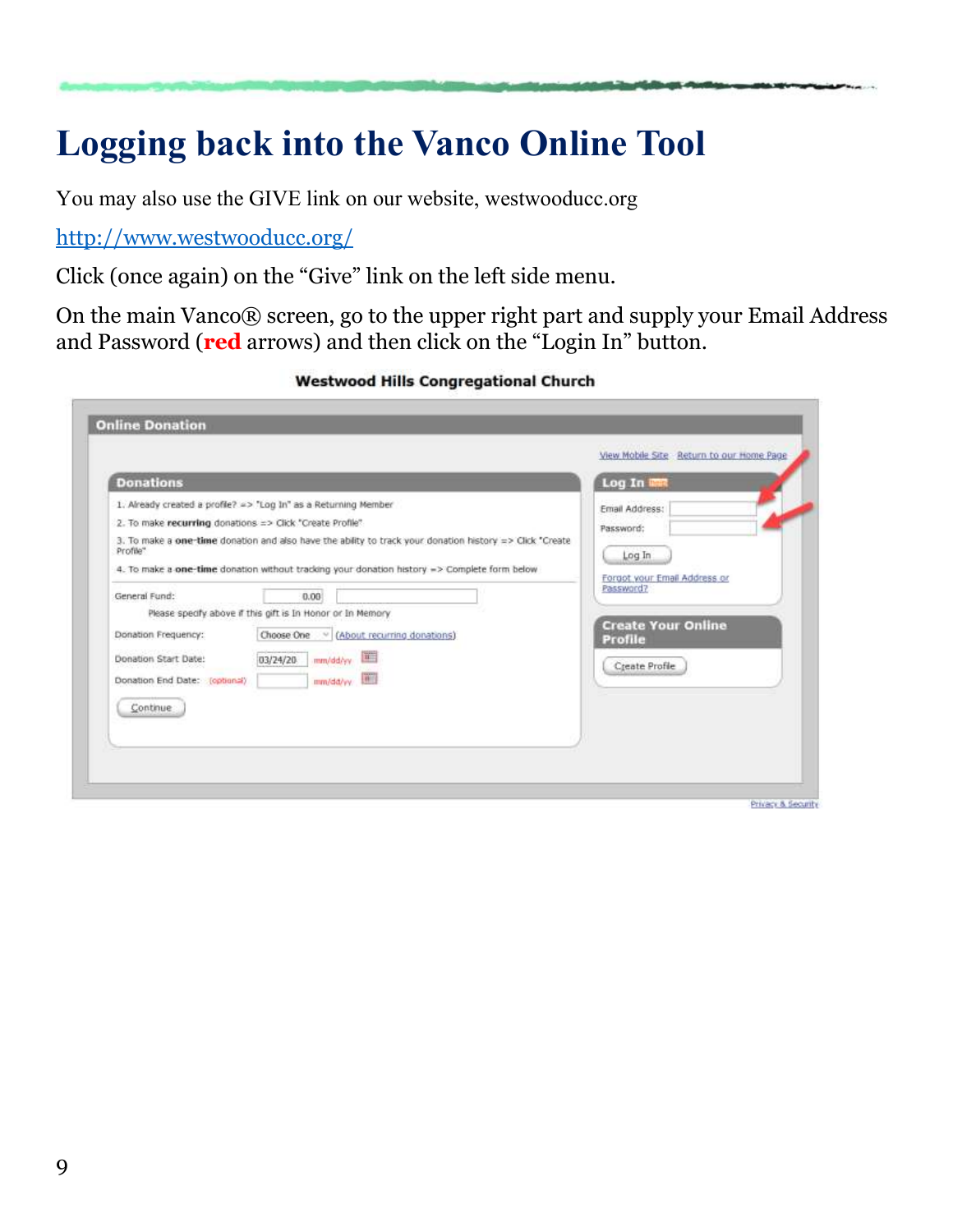# Logging back into the Vanco Online Tool

You may also use the GIVE link on our website, westwooducc.org

http://www.westwooducc.org/

Click (once again) on the "Give" link on the left side menu.

On the main Vanco® screen, go to the upper right part and supply your Email Address and Password (**red** arrows) and then click on the "Login In" button.

**Westwood Hills Congregational Church**

**Online Donation**

View Mobile Site  Return to our Home Page

**Donations**

1. Already created a profile? => "Log In" as a Returning Member
2. To make **recurring** donations => Click "Create Profile"
3. To make a **one-time** donation and also have the ability to track your donation history => Click "Create Profile"
4. To make a **one-time** donation without tracking your donation history => Complete form below

General Fund: 0.00

Please specify above if this gift is In Honor or In Memory

Donation Frequency: Choose One (About recurring donations)

Donation Start Date: 03/24/20 mm/dd/yy

Donation End Date: (optional) mm/dd/yy

Continue

**Log In**

Email Address:

Password:

Log In

Forgot your Email Address or Password?

**Create Your Online Profile**

Create Profile

Privacy & Security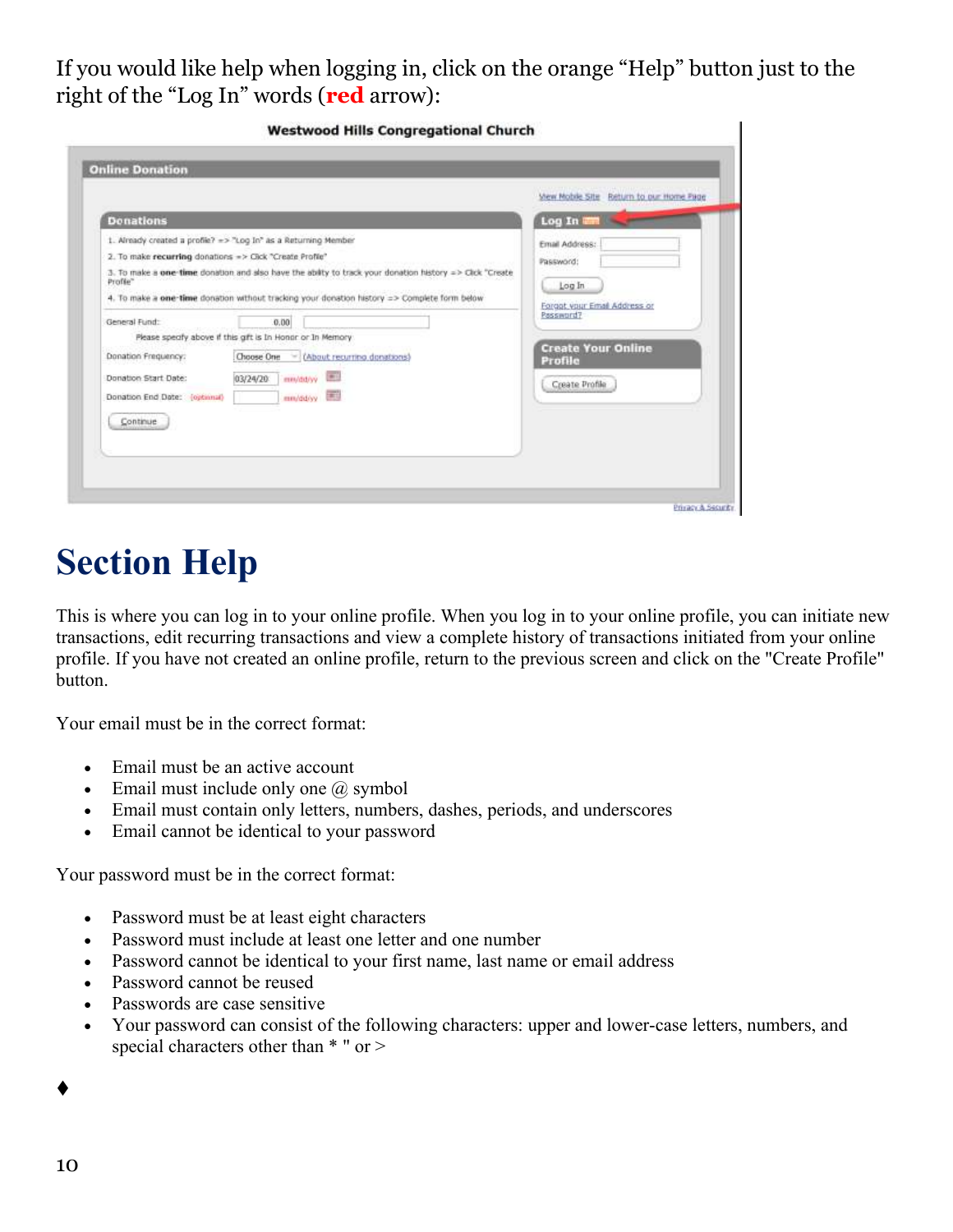If you would like help when logging in, click on the orange "Help" button just to the right of the "Log In" words (**red** arrow):

# Section Help

This is where you can log in to your online profile. When you log in to your online profile, you can initiate new transactions, edit recurring transactions and view a complete history of transactions initiated from your online profile. If you have not created an online profile, return to the previous screen and click on the "Create Profile" button.

Your email must be in the correct format:

- Email must be an active account
- Email must include only one @ symbol
- Email must contain only letters, numbers, dashes, periods, and underscores
- Email cannot be identical to your password

Your password must be in the correct format:

- Password must be at least eight characters
- Password must include at least one letter and one number
- Password cannot be identical to your first name, last name or email address
- Password cannot be reused
- Passwords are case sensitive
- Your password can consist of the following characters: upper and lower-case letters, numbers, and special characters other than * " or >

♦